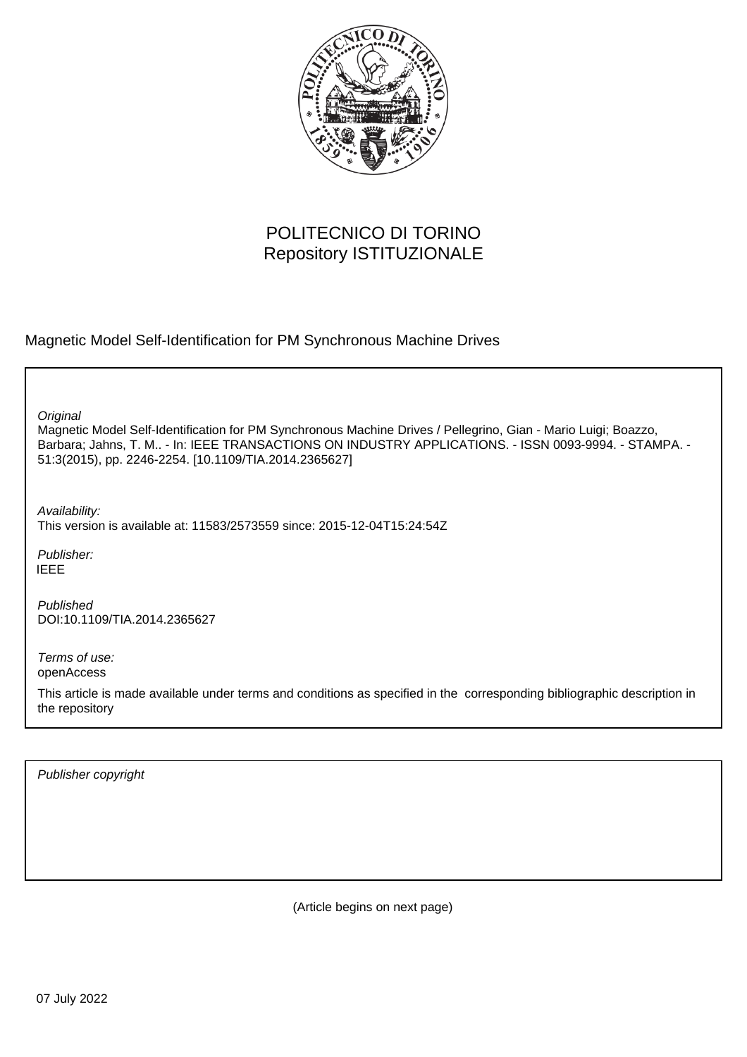POLITECNICO DI TORINO
Repository ISTITUZIONALE

Magnetic Model Self-Identification for PM Synchronous Machine Drives

*Original*
Magnetic Model Self-Identification for PM Synchronous Machine Drives / Pellegrino, Gian - Mario Luigi; Boazzo, Barbara; Jahns, T. M.. - In: IEEE TRANSACTIONS ON INDUSTRY APPLICATIONS. - ISSN 0093-9994. - STAMPA. - 51:3(2015), pp. 2246-2254. [10.1109/TIA.2014.2365627]

*Availability:*
This version is available at: 11583/2573559 since: 2015-12-04T15:24:54Z

*Publisher:*
IEEE

*Published*
DOI:10.1109/TIA.2014.2365627

*Terms of use:*
openAccess

This article is made available under terms and conditions as specified in the corresponding bibliographic description in the repository

*Publisher copyright*

(Article begins on next page)

07 July 2022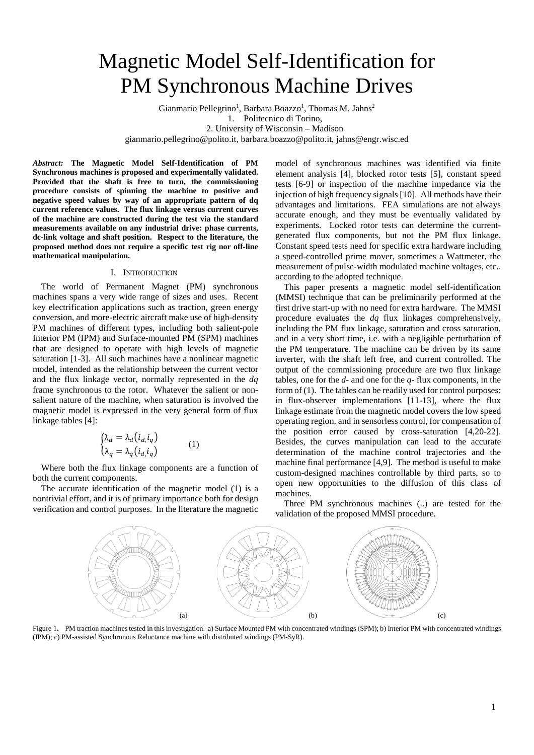# Magnetic Model Self-Identification for PM Synchronous Machine Drives

Gianmario Pellegrino[1], Barbara Boazzo[1], Thomas M. Jahns[2]

1. Politecnico di Torino,
2. University of Wisconsin – Madison

gianmario.pellegrino@polito.it, barbara.boazzo@polito.it, jahns@engr.wisc.ed

***Abstract:*** **The Magnetic Model Self-Identification of PM Synchronous machines is proposed and experimentally validated. Provided that the shaft is free to turn, the commissioning procedure consists of spinning the machine to positive and negative speed values by way of an appropriate pattern of dq current reference values. The flux linkage versus current curves of the machine are constructed during the test via the standard measurements available on any industrial drive: phase currents, dc-link voltage and shaft position. Respect to the literature, the proposed method does not require a specific test rig nor off-line mathematical manipulation.**

## I. Introduction

The world of Permanent Magnet (PM) synchronous machines spans a very wide range of sizes and uses. Recent key electrification applications such as traction, green energy conversion, and more-electric aircraft make use of high-density PM machines of different types, including both salient-pole Interior PM (IPM) and Surface-mounted PM (SPM) machines that are designed to operate with high levels of magnetic saturation [1-3]. All such machines have a nonlinear magnetic model, intended as the relationship between the current vector and the flux linkage vector, normally represented in the *dq* frame synchronous to the rotor. Whatever the salient or non-salient nature of the machine, when saturation is involved the magnetic model is expressed in the very general form of flux linkage tables [4]:

$$\begin{cases} \lambda_d = \lambda_d(i_{d,} i_q) \\ \lambda_q = \lambda_q(i_{d,} i_q) \end{cases} \qquad (1)$$

Where both the flux linkage components are a function of both the current components.

The accurate identification of the magnetic model (1) is a nontrivial effort, and it is of primary importance both for design verification and control purposes. In the literature the magnetic model of synchronous machines was identified via finite element analysis [4], blocked rotor tests [5], constant speed tests [6-9] or inspection of the machine impedance via the injection of high frequency signals [10]. All methods have their advantages and limitations. FEA simulations are not always accurate enough, and they must be eventually validated by experiments. Locked rotor tests can determine the current-generated flux components, but not the PM flux linkage. Constant speed tests need for specific extra hardware including a speed-controlled prime mover, sometimes a Wattmeter, the measurement of pulse-width modulated machine voltages, etc.. according to the adopted technique.

This paper presents a magnetic model self-identification (MMSI) technique that can be preliminarily performed at the first drive start-up with no need for extra hardware. The MMSI procedure evaluates the *dq* flux linkages comprehensively, including the PM flux linkage, saturation and cross saturation, and in a very short time, i.e. with a negligible perturbation of the PM temperature. The machine can be driven by its same inverter, with the shaft left free, and current controlled. The output of the commissioning procedure are two flux linkage tables, one for the *d*- and one for the *q*- flux components, in the form of (1). The tables can be readily used for control purposes: in flux-observer implementations [11-13], where the flux linkage estimate from the magnetic model covers the low speed operating region, and in sensorless control, for compensation of the position error caused by cross-saturation [4,20-22]. Besides, the curves manipulation can lead to the accurate determination of the machine control trajectories and the machine final performance [4,9]. The method is useful to make custom-designed machines controllable by third parts, so to open new opportunities to the diffusion of this class of machines.

Three PM synchronous machines (..) are tested for the validation of the proposed MMSI procedure.

Figure 1. PM traction machines tested in this investigation. a) Surface Mounted PM with concentrated windings (SPM); b) Interior PM with concentrated windings (IPM); c) PM-assisted Synchronous Reluctance machine with distributed windings (PM-SyR).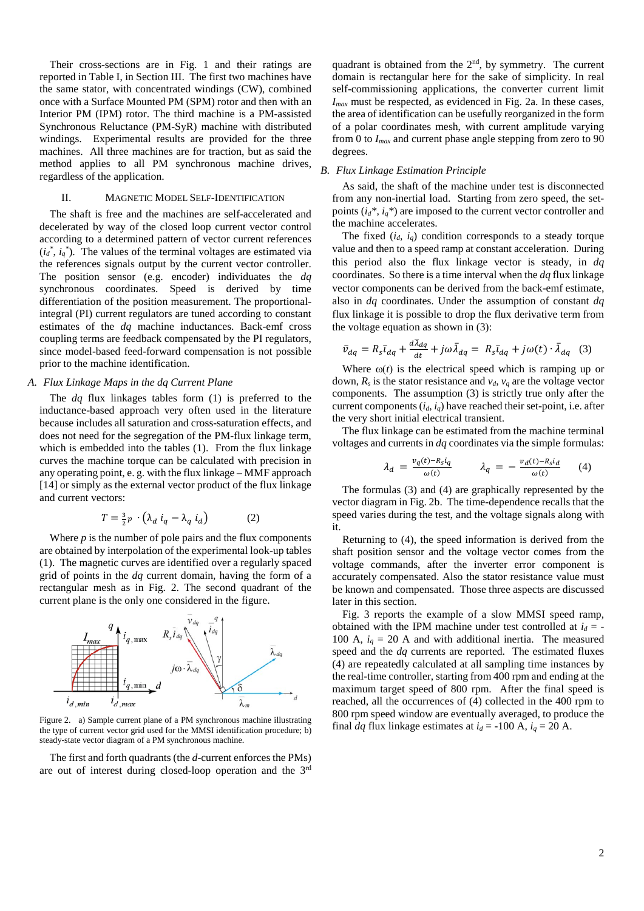Their cross-sections are in Fig. 1 and their ratings are reported in Table I, in Section III. The first two machines have the same stator, with concentrated windings (CW), combined once with a Surface Mounted PM (SPM) rotor and then with an Interior PM (IPM) rotor. The third machine is a PM-assisted Synchronous Reluctance (PM-SyR) machine with distributed windings. Experimental results are provided for the three machines. All three machines are for traction, but as said the method applies to all PM synchronous machine drives, regardless of the application.

## II. Magnetic Model Self-Identification

The shaft is free and the machines are self-accelerated and decelerated by way of the closed loop current vector control according to a determined pattern of vector current references ($i_d^*$, $i_q^*$). The values of the terminal voltages are estimated via the references signals output by the current vector controller. The position sensor (e.g. encoder) individuates the *dq* synchronous coordinates. Speed is derived by time differentiation of the position measurement. The proportional-integral (PI) current regulators are tuned according to constant estimates of the *dq* machine inductances. Back-emf cross coupling terms are feedback compensated by the PI regulators, since model-based feed-forward compensation is not possible prior to the machine identification.

### A. Flux Linkage Maps in the dq Current Plane

The *dq* flux linkages tables form (1) is preferred to the inductance-based approach very often used in the literature because includes all saturation and cross-saturation effects, and does not need for the segregation of the PM-flux linkage term, which is embedded into the tables (1). From the flux linkage curves the machine torque can be calculated with precision in any operating point, e. g. with the flux linkage – MMF approach [14] or simply as the external vector product of the flux linkage and current vectors:

$$T = \frac{3}{2} p \cdot \left( \lambda_d \, i_q - \lambda_q \, i_d \right) \qquad (2)$$

Where $p$ is the number of pole pairs and the flux components are obtained by interpolation of the experimental look-up tables (1). The magnetic curves are identified over a regularly spaced grid of points in the *dq* current domain, having the form of a rectangular mesh as in Fig. 2. The second quadrant of the current plane is the only one considered in the figure.

Figure 2. a) Sample current plane of a PM synchronous machine illustrating the type of current vector grid used for the MMSI identification procedure; b) steady-state vector diagram of a PM synchronous machine.

The first and forth quadrants (the *d*-current enforces the PMs) are out of interest during closed-loop operation and the 3[rd] quadrant is obtained from the 2[nd], by symmetry. The current domain is rectangular here for the sake of simplicity. In real self-commissioning applications, the converter current limit $I_{max}$ must be respected, as evidenced in Fig. 2a. In these cases, the area of identification can be usefully reorganized in the form of a polar coordinates mesh, with current amplitude varying from 0 to $I_{max}$ and current phase angle stepping from zero to 90 degrees.

### B. Flux Linkage Estimation Principle

As said, the shaft of the machine under test is disconnected from any non-inertial load. Starting from zero speed, the set-points ($i_d$*, $i_q$*) are imposed to the current vector controller and the machine accelerates.

The fixed ($i_d$, $i_q$) condition corresponds to a steady torque value and then to a speed ramp at constant acceleration. During this period also the flux linkage vector is steady, in *dq* coordinates. So there is a time interval when the *dq* flux linkage vector components can be derived from the back-emf estimate, also in *dq* coordinates. Under the assumption of constant *dq* flux linkage it is possible to drop the flux derivative term from the voltage equation as shown in (3):

$$\bar{v}_{dq} = R_s \bar{\iota}_{dq} + \frac{d\bar{\lambda}_{dq}}{dt} + j\omega \bar{\lambda}_{dq} = R_s \bar{\iota}_{dq} + j\omega(t) \cdot \bar{\lambda}_{dq} \quad (3)$$

Where $\omega(t)$ is the electrical speed which is ramping up or down, $R_s$ is the stator resistance and $v_d$, $v_q$ are the voltage vector components. The assumption (3) is strictly true only after the current components ($i_d$, $i_q$) have reached their set-point, i.e. after the very short initial electrical transient.

The flux linkage can be estimated from the machine terminal voltages and currents in *dq* coordinates via the simple formulas:

$$\lambda_d = \frac{v_q(t) - R_s i_q}{\omega(t)} \qquad \lambda_q = -\frac{v_d(t) - R_s i_d}{\omega(t)} \qquad (4)$$

The formulas (3) and (4) are graphically represented by the vector diagram in Fig. 2b. The time-dependence recalls that the speed varies during the test, and the voltage signals along with it.

Returning to (4), the speed information is derived from the shaft position sensor and the voltage vector comes from the voltage commands, after the inverter error component is accurately compensated. Also the stator resistance value must be known and compensated. Those three aspects are discussed later in this section.

Fig. 3 reports the example of a slow MMSI speed ramp, obtained with the IPM machine under test controlled at $i_d$ = -100 A, $i_q$ = 20 A and with additional inertia. The measured speed and the *dq* currents are reported. The estimated fluxes (4) are repeatedly calculated at all sampling time instances by the real-time controller, starting from 400 rpm and ending at the maximum target speed of 800 rpm. After the final speed is reached, all the occurrences of (4) collected in the 400 rpm to 800 rpm speed window are eventually averaged, to produce the final *dq* flux linkage estimates at $i_d$ = -100 A, $i_q$ = 20 A.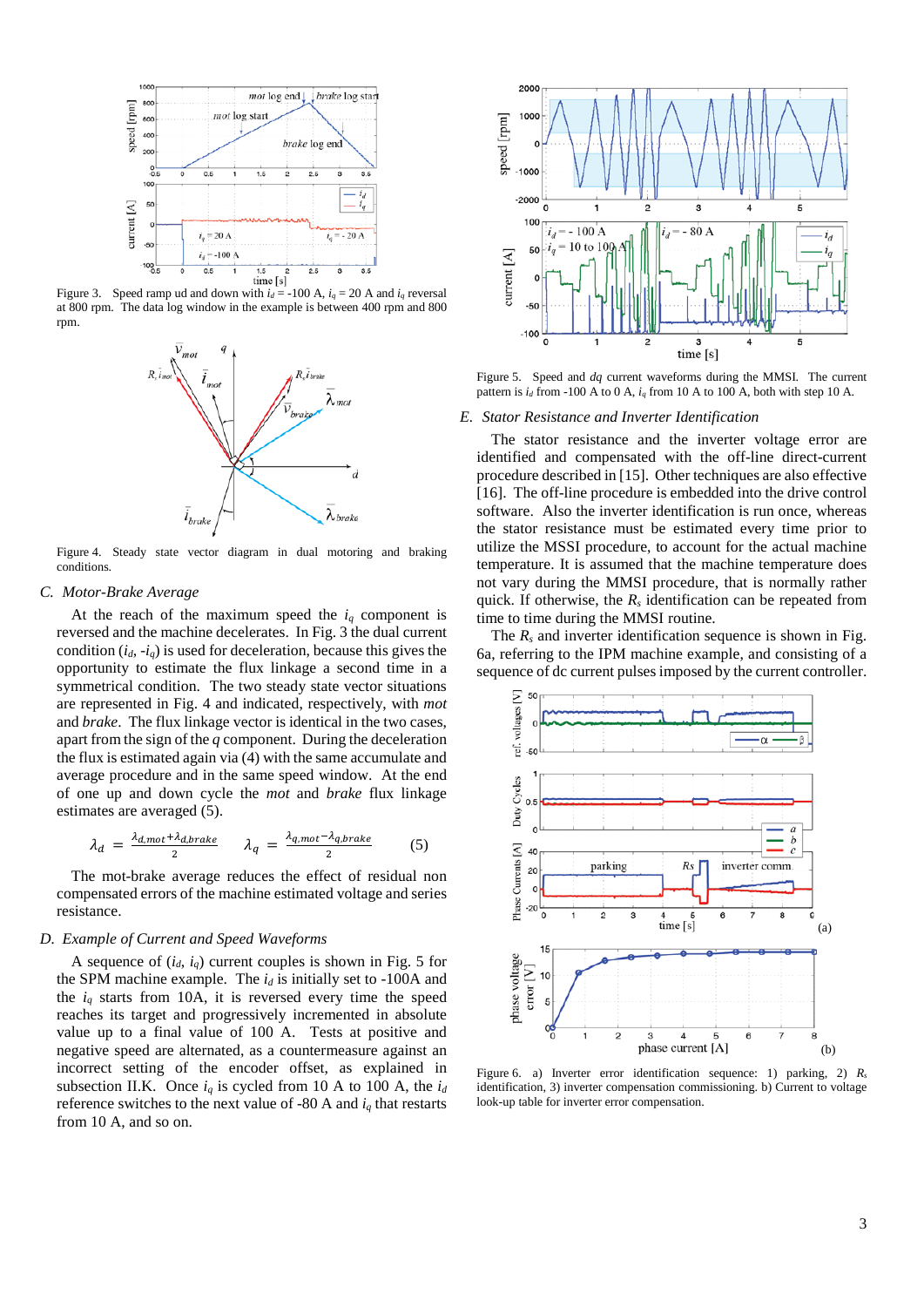Figure 3. Speed ramp ud and down with $i_d$ = -100 A, $i_q$ = 20 A and $i_q$ reversal at 800 rpm. The data log window in the example is between 400 rpm and 800 rpm.

Figure 4. Steady state vector diagram in dual motoring and braking conditions.

### C. Motor-Brake Average

At the reach of the maximum speed the $i_q$ component is reversed and the machine decelerates. In Fig. 3 the dual current condition ($i_d$, $-i_q$) is used for deceleration, because this gives the opportunity to estimate the flux linkage a second time in a symmetrical condition. The two steady state vector situations are represented in Fig. 4 and indicated, respectively, with *mot* and *brake*. The flux linkage vector is identical in the two cases, apart from the sign of the *q* component. During the deceleration the flux is estimated again via (4) with the same accumulate and average procedure and in the same speed window. At the end of one up and down cycle the *mot* and *brake* flux linkage estimates are averaged (5).

$$\lambda_d = \frac{\lambda_{d,mot}+\lambda_{d,brake}}{2} \qquad \lambda_q = \frac{\lambda_{q,mot}-\lambda_{q,brake}}{2} \qquad (5)$$

The mot-brake average reduces the effect of residual non compensated errors of the machine estimated voltage and series resistance.

### D. Example of Current and Speed Waveforms

A sequence of ($i_d$, $i_q$) current couples is shown in Fig. 5 for the SPM machine example. The $i_d$ is initially set to -100A and the $i_q$ starts from 10A, it is reversed every time the speed reaches its target and progressively incremented in absolute value up to a final value of 100 A. Tests at positive and negative speed are alternated, as a countermeasure against an incorrect setting of the encoder offset, as explained in subsection II.K. Once $i_q$ is cycled from 10 A to 100 A, the $i_d$ reference switches to the next value of -80 A and $i_q$ that restarts from 10 A, and so on.

Figure 5. Speed and *dq* current waveforms during the MMSI. The current pattern is $i_d$ from -100 A to 0 A, $i_q$ from 10 A to 100 A, both with step 10 A.

### E. Stator Resistance and Inverter Identification

The stator resistance and the inverter voltage error are identified and compensated with the off-line direct-current procedure described in [15]. Other techniques are also effective [16]. The off-line procedure is embedded into the drive control software. Also the inverter identification is run once, whereas the stator resistance must be estimated every time prior to utilize the MSSI procedure, to account for the actual machine temperature. It is assumed that the machine temperature does not vary during the MMSI procedure, that is normally rather quick. If otherwise, the $R_s$ identification can be repeated from time to time during the MMSI routine.

The $R_s$ and inverter identification sequence is shown in Fig. 6a, referring to the IPM machine example, and consisting of a sequence of dc current pulses imposed by the current controller.

Figure 6. a) Inverter error identification sequence: 1) parking, 2) $R_s$ identification, 3) inverter compensation commissioning. b) Current to voltage look-up table for inverter error compensation.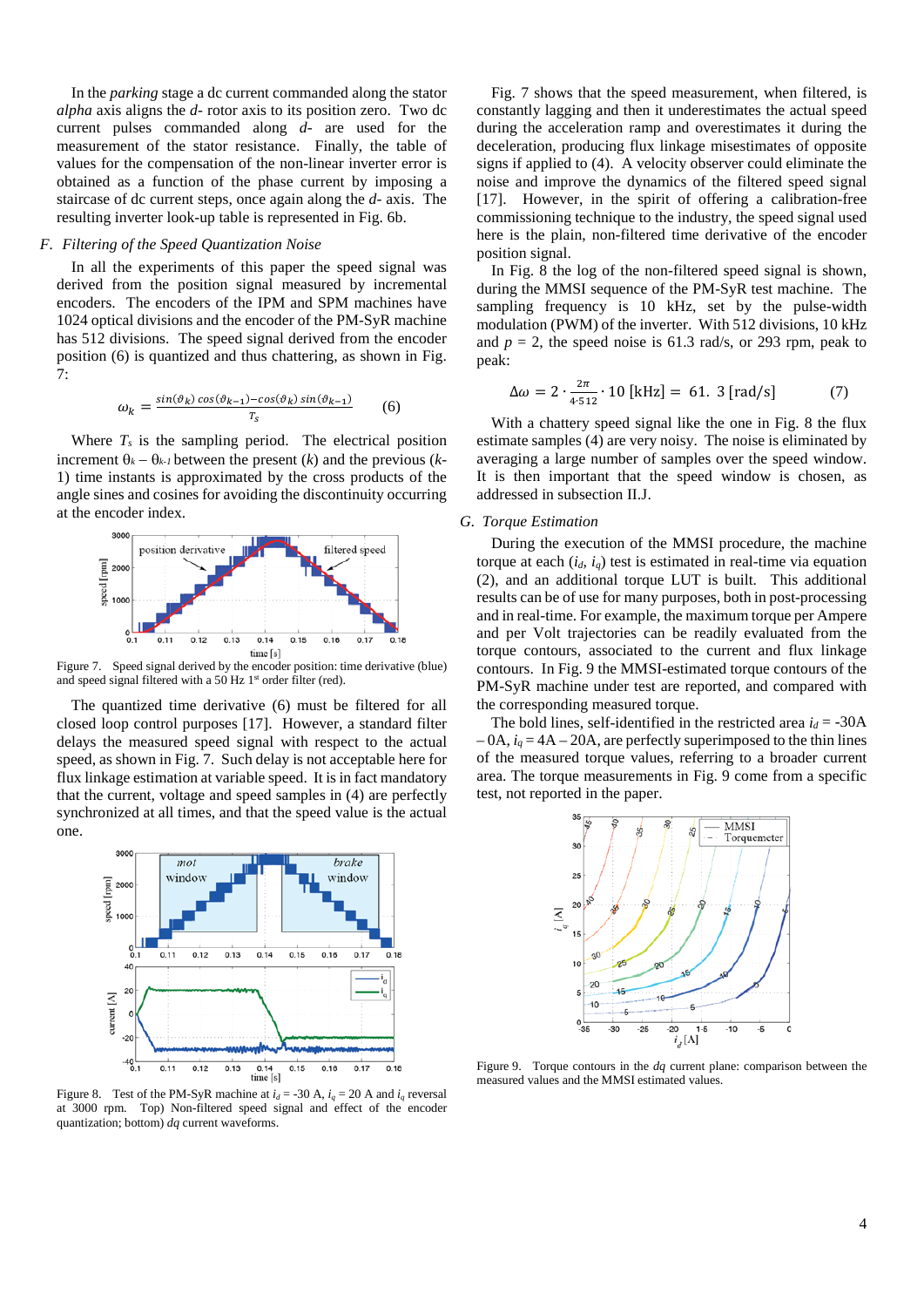In the *parking* stage a dc current commanded along the stator *alpha* axis aligns the *d*- rotor axis to its position zero. Two dc current pulses commanded along *d*- are used for the measurement of the stator resistance. Finally, the table of values for the compensation of the non-linear inverter error is obtained as a function of the phase current by imposing a staircase of dc current steps, once again along the *d*- axis. The resulting inverter look-up table is represented in Fig. 6b.

### *F. Filtering of the Speed Quantization Noise*

In all the experiments of this paper the speed signal was derived from the position signal measured by incremental encoders. The encoders of the IPM and SPM machines have 1024 optical divisions and the encoder of the PM-SyR machine has 512 divisions. The speed signal derived from the encoder position (6) is quantized and thus chattering, as shown in Fig. 7:

$$\omega_k = \frac{\sin(\vartheta_k)\cos(\vartheta_{k-1}) - \cos(\vartheta_k)\sin(\vartheta_{k-1})}{T_s} \qquad (6)$$

Where $T_s$ is the sampling period. The electrical position increment $\theta_k - \theta_{k-1}$ between the present ($k$) and the previous ($k$-1) time instants is approximated by the cross products of the angle sines and cosines for avoiding the discontinuity occurring at the encoder index.

Figure 7. Speed signal derived by the encoder position: time derivative (blue) and speed signal filtered with a 50 Hz 1st order filter (red).

The quantized time derivative (6) must be filtered for all closed loop control purposes [17]. However, a standard filter delays the measured speed signal with respect to the actual speed, as shown in Fig. 7. Such delay is not acceptable here for flux linkage estimation at variable speed. It is in fact mandatory that the current, voltage and speed samples in (4) are perfectly synchronized at all times, and that the speed value is the actual one.

Figure 8. Test of the PM-SyR machine at $i_d$ = -30 A, $i_q$ = 20 A and $i_q$ reversal at 3000 rpm. Top) Non-filtered speed signal and effect of the encoder quantization; bottom) *dq* current waveforms.

Fig. 7 shows that the speed measurement, when filtered, is constantly lagging and then it underestimates the actual speed during the acceleration ramp and overestimates it during the deceleration, producing flux linkage misestimates of opposite signs if applied to (4). A velocity observer could eliminate the noise and improve the dynamics of the filtered speed signal [17]. However, in the spirit of offering a calibration-free commissioning technique to the industry, the speed signal used here is the plain, non-filtered time derivative of the encoder position signal.

In Fig. 8 the log of the non-filtered speed signal is shown, during the MMSI sequence of the PM-SyR test machine. The sampling frequency is 10 kHz, set by the pulse-width modulation (PWM) of the inverter. With 512 divisions, 10 kHz and $p$ = 2, the speed noise is 61.3 rad/s, or 293 rpm, peak to peak:

$$\Delta\omega = 2 \cdot \frac{2\pi}{4 \cdot 512} \cdot 10\ [\text{kHz}] = 61.3\ [\text{rad/s}] \qquad (7)$$

With a chattery speed signal like the one in Fig. 8 the flux estimate samples (4) are very noisy. The noise is eliminated by averaging a large number of samples over the speed window. It is then important that the speed window is chosen, as addressed in subsection II.J.

### *G. Torque Estimation*

During the execution of the MMSI procedure, the machine torque at each ($i_d$, $i_q$) test is estimated in real-time via equation (2), and an additional torque LUT is built. This additional results can be of use for many purposes, both in post-processing and in real-time. For example, the maximum torque per Ampere and per Volt trajectories can be readily evaluated from the torque contours, associated to the current and flux linkage contours. In Fig. 9 the MMSI-estimated torque contours of the PM-SyR machine under test are reported, and compared with the corresponding measured torque.

The bold lines, self-identified in the restricted area $i_d$ = -30A – 0A, $i_q$ = 4A – 20A, are perfectly superimposed to the thin lines of the measured torque values, referring to a broader current area. The torque measurements in Fig. 9 come from a specific test, not reported in the paper.

Figure 9. Torque contours in the *dq* current plane: comparison between the measured values and the MMSI estimated values.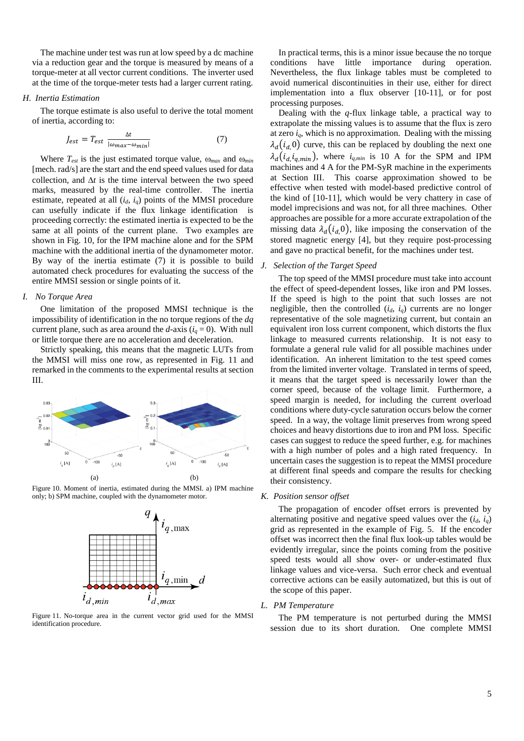The machine under test was run at low speed by a dc machine via a reduction gear and the torque is measured by means of a torque-meter at all vector current conditions. The inverter used at the time of the torque-meter tests had a larger current rating.

### *H. Inertia Estimation*

The torque estimate is also useful to derive the total moment of inertia, according to:

$$J_{est} = T_{est} \frac{\Delta t}{|\omega_{max} - \omega_{min}|} \tag{7}$$

Where $T_{est}$ is the just estimated torque value, $\omega_{max}$ and $\omega_{min}$ [mech. rad/s] are the start and the end speed values used for data collection, and $\Delta t$ is the time interval between the two speed marks, measured by the real-time controller. The inertia estimate, repeated at all ($i_d$, $i_q$) points of the MMSI procedure can usefully indicate if the flux linkage identification is proceeding correctly: the estimated inertia is expected to be the same at all points of the current plane. Two examples are shown in Fig. 10, for the IPM machine alone and for the SPM machine with the additional inertia of the dynamometer motor. By way of the inertia estimate (7) it is possible to build automated check procedures for evaluating the success of the entire MMSI session or single points of it.

### *I. No Torque Area*

One limitation of the proposed MMSI technique is the impossibility of identification in the no torque regions of the *dq* current plane, such as area around the *d*-axis ($i_q = 0$). With null or little torque there are no acceleration and deceleration.

Strictly speaking, this means that the magnetic LUTs from the MMSI will miss one row, as represented in Fig. 11 and remarked in the comments to the experimental results at section III.

Figure 10. Moment of inertia, estimated during the MMSI. a) IPM machine only; b) SPM machine, coupled with the dynamometer motor.

Figure 11. No-torque area in the current vector grid used for the MMSI identification procedure.

In practical terms, this is a minor issue because the no torque conditions have little importance during operation. Nevertheless, the flux linkage tables must be completed to avoid numerical discontinuities in their use, either for direct implementation into a flux observer [10-11], or for post processing purposes.

Dealing with the *q*-flux linkage table, a practical way to extrapolate the missing values is to assume that the flux is zero at zero $i_q$, which is no approximation. Dealing with the missing $\lambda_d(i_{d,}0)$ curve, this can be replaced by doubling the next one $\lambda_d(i_{d,}i_{q,min})$, where $i_{q,min}$ is 10 A for the SPM and IPM machines and 4 A for the PM-SyR machine in the experiments at Section III. This coarse approximation showed to be effective when tested with model-based predictive control of the kind of [10-11], which would be very chattery in case of model imprecisions and was not, for all three machines. Other approaches are possible for a more accurate extrapolation of the missing data $\lambda_d(i_{d,}0)$, like imposing the conservation of the stored magnetic energy [4], but they require post-processing and gave no practical benefit, for the machines under test.

### *J. Selection of the Target Speed*

The top speed of the MMSI procedure must take into account the effect of speed-dependent losses, like iron and PM losses. If the speed is high to the point that such losses are not negligible, then the controlled ($i_d$, $i_q$) currents are no longer representative of the sole magnetizing current, but contain an equivalent iron loss current component, which distorts the flux linkage to measured currents relationship. It is not easy to formulate a general rule valid for all possible machines under identification. An inherent limitation to the test speed comes from the limited inverter voltage. Translated in terms of speed, it means that the target speed is necessarily lower than the corner speed, because of the voltage limit. Furthermore, a speed margin is needed, for including the current overload conditions where duty-cycle saturation occurs below the corner speed. In a way, the voltage limit preserves from wrong speed choices and heavy distortions due to iron and PM loss. Specific cases can suggest to reduce the speed further, e.g. for machines with a high number of poles and a high rated frequency. In uncertain cases the suggestion is to repeat the MMSI procedure at different final speeds and compare the results for checking their consistency.

### *K. Position sensor offset*

The propagation of encoder offset errors is prevented by alternating positive and negative speed values over the ($i_d$, $i_q$) grid as represented in the example of Fig. 5. If the encoder offset was incorrect then the final flux look-up tables would be evidently irregular, since the points coming from the positive speed tests would all show over- or under-estimated flux linkage values and vice-versa. Such error check and eventual corrective actions can be easily automatized, but this is out of the scope of this paper.

### *L. PM Temperature*

The PM temperature is not perturbed during the MMSI session due to its short duration. One complete MMSI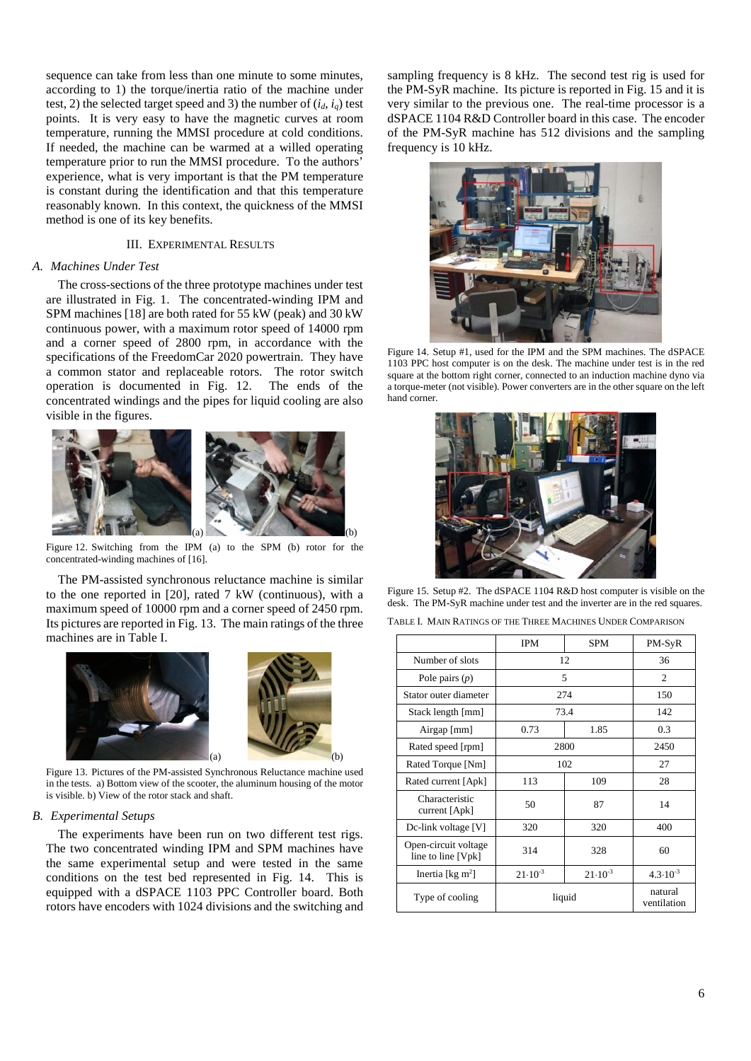sequence can take from less than one minute to some minutes, according to 1) the torque/inertia ratio of the machine under test, 2) the selected target speed and 3) the number of ($i_d$, $i_q$) test points. It is very easy to have the magnetic curves at room temperature, running the MMSI procedure at cold conditions. If needed, the machine can be warmed at a willed operating temperature prior to run the MMSI procedure. To the authors' experience, what is very important is that the PM temperature is constant during the identification and that this temperature reasonably known. In this context, the quickness of the MMSI method is one of its key benefits.

## III. Experimental Results

### A. Machines Under Test

The cross-sections of the three prototype machines under test are illustrated in Fig. 1. The concentrated-winding IPM and SPM machines [18] are both rated for 55 kW (peak) and 30 kW continuous power, with a maximum rotor speed of 14000 rpm and a corner speed of 2800 rpm, in accordance with the specifications of the FreedomCar 2020 powertrain. They have a common stator and replaceable rotors. The rotor switch operation is documented in Fig. 12. The ends of the concentrated windings and the pipes for liquid cooling are also visible in the figures.

Figure 12. Switching from the IPM (a) to the SPM (b) rotor for the concentrated-winding machines of [16].

The PM-assisted synchronous reluctance machine is similar to the one reported in [20], rated 7 kW (continuous), with a maximum speed of 10000 rpm and a corner speed of 2450 rpm. Its pictures are reported in Fig. 13. The main ratings of the three machines are in Table I.

Figure 13. Pictures of the PM-assisted Synchronous Reluctance machine used in the tests. a) Bottom view of the scooter, the aluminum housing of the motor is visible. b) View of the rotor stack and shaft.

### B. Experimental Setups

The experiments have been run on two different test rigs. The two concentrated winding IPM and SPM machines have the same experimental setup and were tested in the same conditions on the test bed represented in Fig. 14. This is equipped with a dSPACE 1103 PPC Controller board. Both rotors have encoders with 1024 divisions and the switching and sampling frequency is 8 kHz. The second test rig is used for the PM-SyR machine. Its picture is reported in Fig. 15 and it is very similar to the previous one. The real-time processor is a dSPACE 1104 R&D Controller board in this case. The encoder of the PM-SyR machine has 512 divisions and the sampling frequency is 10 kHz.

Figure 14. Setup #1, used for the IPM and the SPM machines. The dSPACE 1103 PPC host computer is on the desk. The machine under test is in the red square at the bottom right corner, connected to an induction machine dyno via a torque-meter (not visible). Power converters are in the other square on the left hand corner.

Figure 15. Setup #2. The dSPACE 1104 R&D host computer is visible on the desk. The PM-SyR machine under test and the inverter are in the red squares.

TABLE I. Main Ratings of the Three Machines Under Comparison

| | IPM | SPM | PM-SyR |
|---|---|---|---|
| Number of slots | 12 | | 36 |
| Pole pairs ($p$) | 5 | | 2 |
| Stator outer diameter | 274 | | 150 |
| Stack length [mm] | 73.4 | | 142 |
| Airgap [mm] | 0.73 | 1.85 | 0.3 |
| Rated speed [rpm] | 2800 | | 2450 |
| Rated Torque [Nm] | 102 | | 27 |
| Rated current [Apk] | 113 | 109 | 28 |
| Characteristic current [Apk] | 50 | 87 | 14 |
| Dc-link voltage [V] | 320 | 320 | 400 |
| Open-circuit voltage line to line [Vpk] | 314 | 328 | 60 |
| Inertia [kg m$^2$] | $21 \cdot 10^{-3}$ | $21 \cdot 10^{-3}$ | $4.3 \cdot 10^{-3}$ |
| Type of cooling | liquid | | natural ventilation |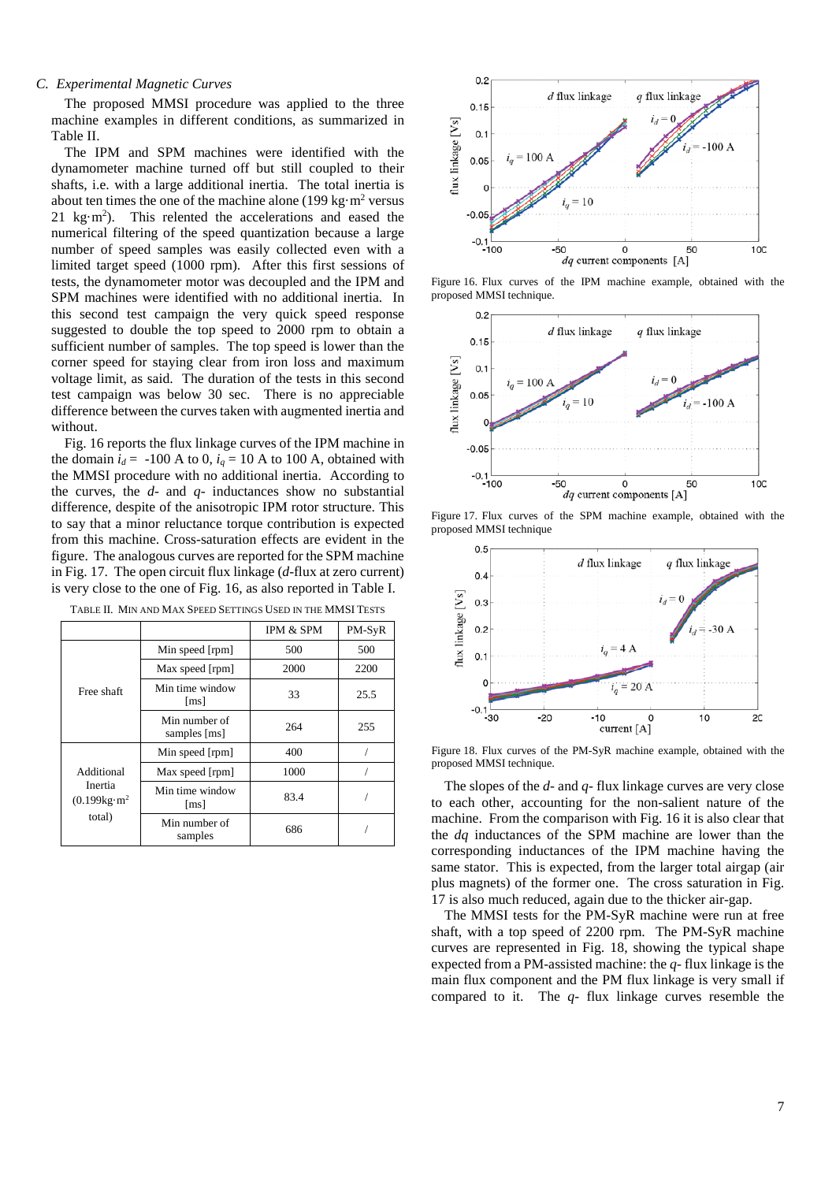### C. Experimental Magnetic Curves

The proposed MMSI procedure was applied to the three machine examples in different conditions, as summarized in Table II.

The IPM and SPM machines were identified with the dynamometer machine turned off but still coupled to their shafts, i.e. with a large additional inertia. The total inertia is about ten times the one of the machine alone (199 kg·m$^2$ versus 21 kg·m$^2$). This relented the accelerations and eased the numerical filtering of the speed quantization because a large number of speed samples was easily collected even with a limited target speed (1000 rpm). After this first sessions of tests, the dynamometer motor was decoupled and the IPM and SPM machines were identified with no additional inertia. In this second test campaign the very quick speed response suggested to double the top speed to 2000 rpm to obtain a sufficient number of samples. The top speed is lower than the corner speed for staying clear from iron loss and maximum voltage limit, as said. The duration of the tests in this second test campaign was below 30 sec. There is no appreciable difference between the curves taken with augmented inertia and without.

Fig. 16 reports the flux linkage curves of the IPM machine in the domain $i_d$ = -100 A to 0, $i_q$ = 10 A to 100 A, obtained with the MMSI procedure with no additional inertia. According to the curves, the *d*- and *q*- inductances show no substantial difference, despite of the anisotropic IPM rotor structure. This to say that a minor reluctance torque contribution is expected from this machine. Cross-saturation effects are evident in the figure. The analogous curves are reported for the SPM machine in Fig. 17. The open circuit flux linkage (*d*-flux at zero current) is very close to the one of Fig. 16, as also reported in Table I.

TABLE II. MIN AND MAX SPEED SETTINGS USED IN THE MMSI TESTS

| | | IPM & SPM | PM-SyR |
|---|---|---|---|
| Free shaft | Min speed [rpm] | 500 | 500 |
| | Max speed [rpm] | 2000 | 2200 |
| | Min time window [ms] | 33 | 25.5 |
| | Min number of samples [ms] | 264 | 255 |
| Additional Inertia (0.199kg·m$^2$ total) | Min speed [rpm] | 400 | / |
| | Max speed [rpm] | 1000 | / |
| | Min time window [ms] | 83.4 | / |
| | Min number of samples | 686 | / |

Figure 16. Flux curves of the IPM machine example, obtained with the proposed MMSI technique.

Figure 17. Flux curves of the SPM machine example, obtained with the proposed MMSI technique

Figure 18. Flux curves of the PM-SyR machine example, obtained with the proposed MMSI technique.

The slopes of the *d*- and *q*- flux linkage curves are very close to each other, accounting for the non-salient nature of the machine. From the comparison with Fig. 16 it is also clear that the *dq* inductances of the SPM machine are lower than the corresponding inductances of the IPM machine having the same stator. This is expected, from the larger total airgap (air plus magnets) of the former one. The cross saturation in Fig. 17 is also much reduced, again due to the thicker air-gap.

The MMSI tests for the PM-SyR machine were run at free shaft, with a top speed of 2200 rpm. The PM-SyR machine curves are represented in Fig. 18, showing the typical shape expected from a PM-assisted machine: the *q*- flux linkage is the main flux component and the PM flux linkage is very small if compared to it. The *q*- flux linkage curves resemble the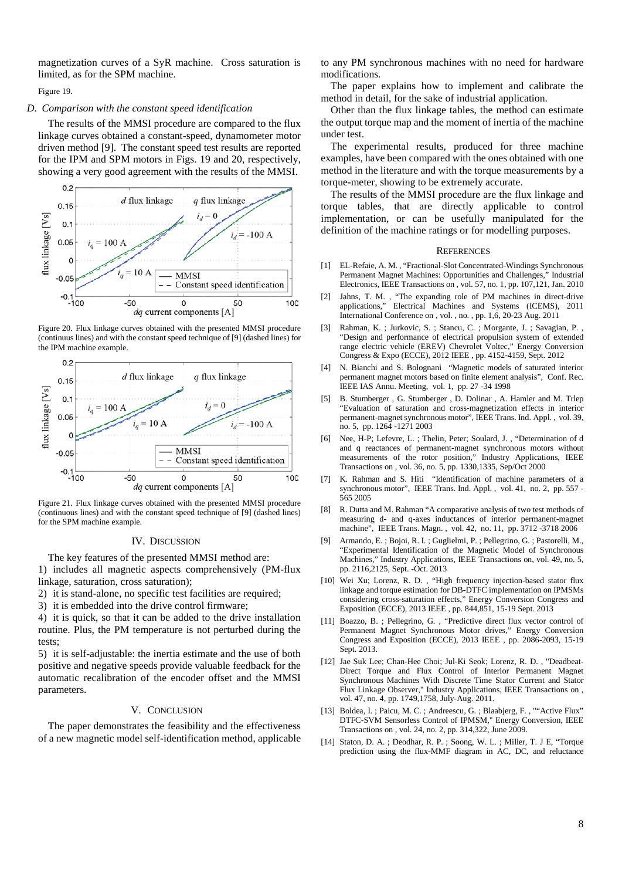magnetization curves of a SyR machine. Cross saturation is limited, as for the SPM machine.

Figure 19.

### D. Comparison with the constant speed identification

The results of the MMSI procedure are compared to the flux linkage curves obtained a constant-speed, dynamometer motor driven method [9]. The constant speed test results are reported for the IPM and SPM motors in Figs. 19 and 20, respectively, showing a very good agreement with the results of the MMSI.

Figure 20. Flux linkage curves obtained with the presented MMSI procedure (continuus lines) and with the constant speed technique of [9] (dashed lines) for the IPM machine example.

Figure 21. Flux linkage curves obtained with the presented MMSI procedure (continuus lines) and with the constant speed technique of [9] (dashed lines) for the SPM machine example.

## IV. Discussion

The key features of the presented MMSI method are:

1) includes all magnetic aspects comprehensively (PM-flux linkage, saturation, cross saturation);
2) it is stand-alone, no specific test facilities are required;
3) it is embedded into the drive control firmware;
4) it is quick, so that it can be added to the drive installation routine. Plus, the PM temperature is not perturbed during the tests;
5) it is self-adjustable: the inertia estimate and the use of both positive and negative speeds provide valuable feedback for the automatic recalibration of the encoder offset and the MMSI parameters.

## V. Conclusion

The paper demonstrates the feasibility and the effectiveness of a new magnetic model self-identification method, applicable to any PM synchronous machines with no need for hardware modifications.

The paper explains how to implement and calibrate the method in detail, for the sake of industrial application.

Other than the flux linkage tables, the method can estimate the output torque map and the moment of inertia of the machine under test.

The experimental results, produced for three machine examples, have been compared with the ones obtained with one method in the literature and with the torque measurements by a torque-meter, showing to be extremely accurate.

The results of the MMSI procedure are the flux linkage and torque tables, that are directly applicable to control implementation, or can be usefully manipulated for the definition of the machine ratings or for modelling purposes.

## References

[1] EL-Refaie, A. M. , "Fractional-Slot Concentrated-Windings Synchronous Permanent Magnet Machines: Opportunities and Challenges," Industrial Electronics, IEEE Transactions on , vol. 57, no. 1, pp. 107,121, Jan. 2010

[2] Jahns, T. M. , "The expanding role of PM machines in direct-drive applications," Electrical Machines and Systems (ICEMS), 2011 International Conference on , vol. , no. , pp. 1,6, 20-23 Aug. 2011

[3] Rahman, K. ; Jurkovic, S. ; Stancu, C. ; Morgante, J. ; Savagian, P. , "Design and performance of electrical propulsion system of extended range electric vehicle (EREV) Chevrolet Voltec," Energy Conversion Congress & Expo (ECCE), 2012 IEEE , pp. 4152-4159, Sept. 2012

[4] N. Bianchi and S. Bolognani "Magnetic models of saturated interior permanent magnet motors based on finite element analysis", Conf. Rec. IEEE IAS Annu. Meeting, vol. 1, pp. 27 -34 1998

[5] B. Stumberger , G. Stumberger , D. Dolinar , A. Hamler and M. Trlep "Evaluation of saturation and cross-magnetization effects in interior permanent-magnet synchronous motor", IEEE Trans. Ind. Appl. , vol. 39, no. 5, pp. 1264 -1271 2003

[6] Nee, H-P; Lefevre, L. ; Thelin, Peter; Soulard, J. , "Determination of d and q reactances of permanent-magnet synchronous motors without measurements of the rotor position," Industry Applications, IEEE Transactions on , vol. 36, no. 5, pp. 1330,1335, Sep/Oct 2000

[7] K. Rahman and S. Hiti "Identification of machine parameters of a synchronous motor", IEEE Trans. Ind. Appl. , vol. 41, no. 2, pp. 557 -565 2005

[8] R. Dutta and M. Rahman "A comparative analysis of two test methods of measuring d- and q-axes inductances of interior permanent-magnet machine", IEEE Trans. Magn. , vol. 42, no. 11, pp. 3712 -3718 2006

[9] Armando, E. ; Bojoi, R. I. ; Guglielmi, P. ; Pellegrino, G. ; Pastorelli, M., "Experimental Identification of the Magnetic Model of Synchronous Machines," Industry Applications, IEEE Transactions on, vol. 49, no. 5, pp. 2116,2125, Sept. -Oct. 2013

[10] Wei Xu; Lorenz, R. D. , "High frequency injection-based stator flux linkage and torque estimation for DB-DTFC implementation on IPMSMs considering cross-saturation effects," Energy Conversion Congress and Exposition (ECCE), 2013 IEEE , pp. 844,851, 15-19 Sept. 2013

[11] Boazzo, B. ; Pellegrino, G. , "Predictive direct flux vector control of Permanent Magnet Synchronous Motor drives," Energy Conversion Congress and Exposition (ECCE), 2013 IEEE , pp. 2086-2093, 15-19 Sept. 2013.

[12] Jae Suk Lee; Chan-Hee Choi; Jul-Ki Seok; Lorenz, R. D. , "Deadbeat-Direct Torque and Flux Control of Interior Permanent Magnet Synchronous Machines With Discrete Time Stator Current and Stator Flux Linkage Observer," Industry Applications, IEEE Transactions on , vol. 47, no. 4, pp. 1749,1758, July-Aug. 2011.

[13] Boldea, I. ; Paicu, M. C. ; Andreescu, G. ; Blaabjerg, F. , ""Active Flux" DTFC-SVM Sensorless Control of IPMSM," Energy Conversion, IEEE Transactions on , vol. 24, no. 2, pp. 314,322, June 2009.

[14] Staton, D. A. ; Deodhar, R. P. ; Soong, W. L. ; Miller, T. J E, "Torque prediction using the flux-MMF diagram in AC, DC, and reluctance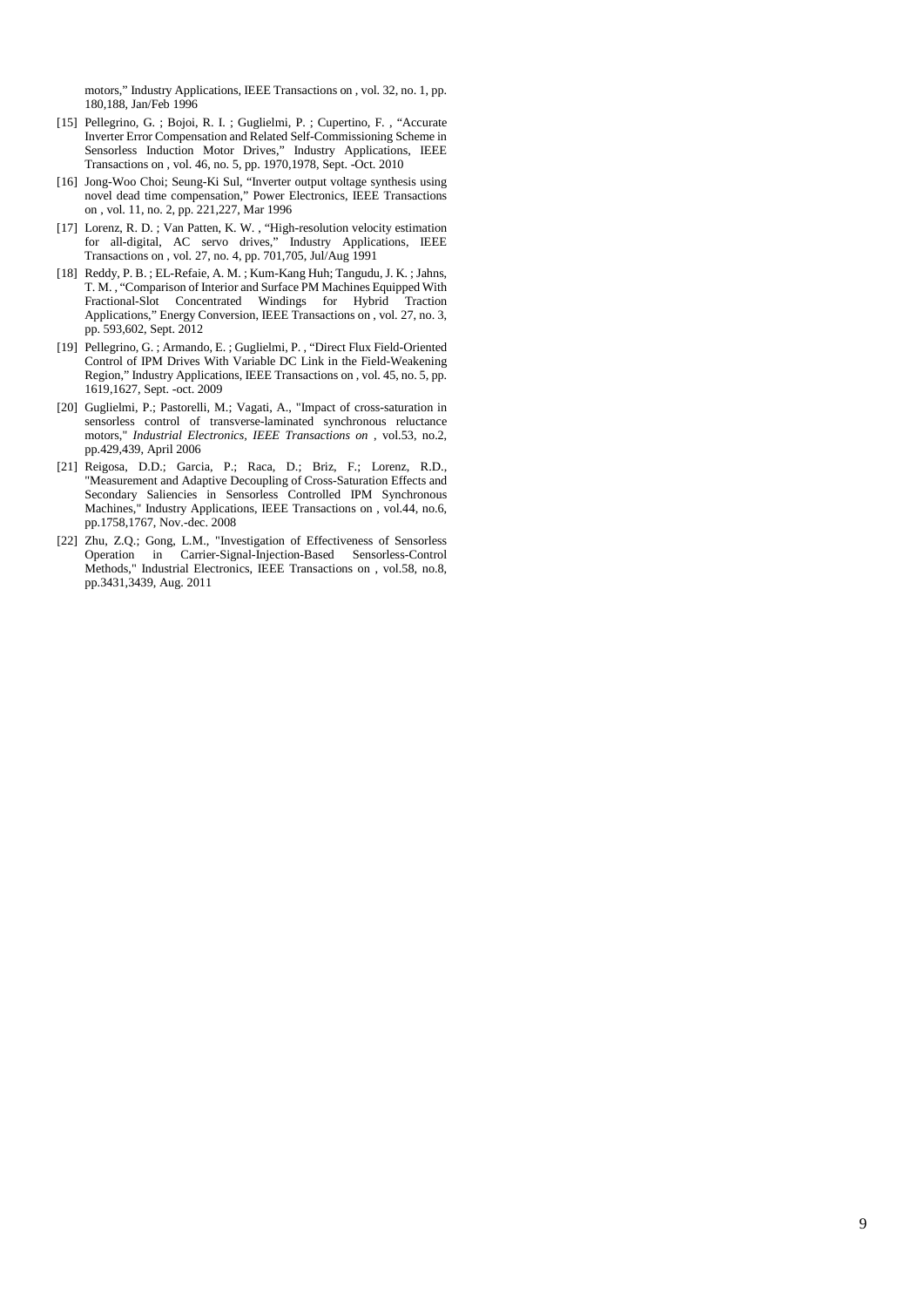motors," Industry Applications, IEEE Transactions on , vol. 32, no. 1, pp. 180,188, Jan/Feb 1996

[15] Pellegrino, G. ; Bojoi, R. I. ; Guglielmi, P. ; Cupertino, F. , "Accurate Inverter Error Compensation and Related Self-Commissioning Scheme in Sensorless Induction Motor Drives," Industry Applications, IEEE Transactions on , vol. 46, no. 5, pp. 1970,1978, Sept. -Oct. 2010

[16] Jong-Woo Choi; Seung-Ki Sul, "Inverter output voltage synthesis using novel dead time compensation," Power Electronics, IEEE Transactions on , vol. 11, no. 2, pp. 221,227, Mar 1996

[17] Lorenz, R. D. ; Van Patten, K. W. , "High-resolution velocity estimation for all-digital, AC servo drives," Industry Applications, IEEE Transactions on , vol. 27, no. 4, pp. 701,705, Jul/Aug 1991

[18] Reddy, P. B. ; EL-Refaie, A. M. ; Kum-Kang Huh; Tangudu, J. K. ; Jahns, T. M. , "Comparison of Interior and Surface PM Machines Equipped With Fractional-Slot Concentrated Windings for Hybrid Traction Applications," Energy Conversion, IEEE Transactions on , vol. 27, no. 3, pp. 593,602, Sept. 2012

[19] Pellegrino, G. ; Armando, E. ; Guglielmi, P. , "Direct Flux Field-Oriented Control of IPM Drives With Variable DC Link in the Field-Weakening Region," Industry Applications, IEEE Transactions on , vol. 45, no. 5, pp. 1619,1627, Sept. -oct. 2009

[20] Guglielmi, P.; Pastorelli, M.; Vagati, A., "Impact of cross-saturation in sensorless control of transverse-laminated synchronous reluctance motors," *Industrial Electronics, IEEE Transactions on* , vol.53, no.2, pp.429,439, April 2006

[21] Reigosa, D.D.; Garcia, P.; Raca, D.; Briz, F.; Lorenz, R.D., "Measurement and Adaptive Decoupling of Cross-Saturation Effects and Secondary Saliencies in Sensorless Controlled IPM Synchronous Machines," Industry Applications, IEEE Transactions on , vol.44, no.6, pp.1758,1767, Nov.-dec. 2008

[22] Zhu, Z.Q.; Gong, L.M., "Investigation of Effectiveness of Sensorless Operation in Carrier-Signal-Injection-Based Sensorless-Control Methods," Industrial Electronics, IEEE Transactions on , vol.58, no.8, pp.3431,3439, Aug. 2011